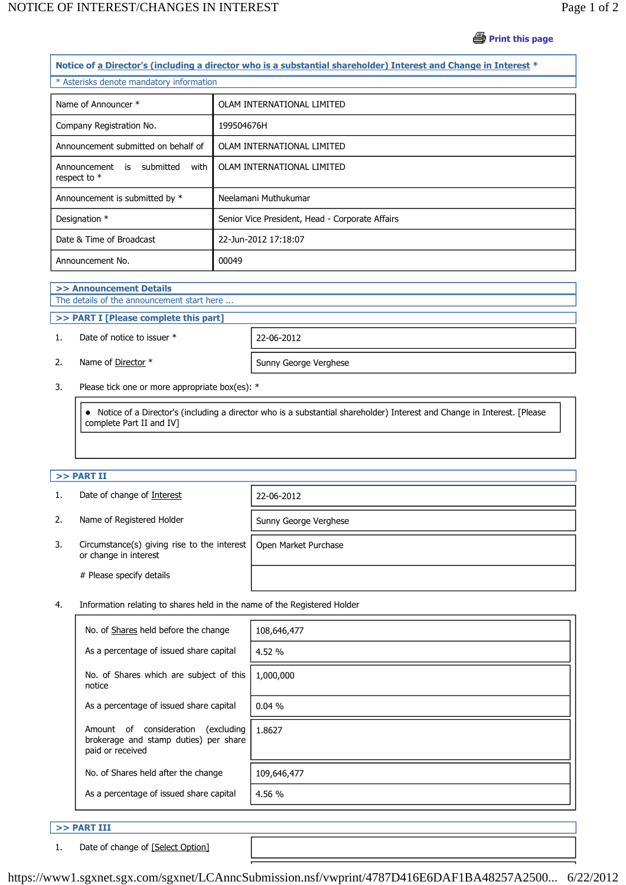# Notice of a Director's (including a director who is a substantial shareholder) Interest and Change in Interest *

* Asterisks denote mandatory information

| | |
|---|---|
| Name of Announcer * | OLAM INTERNATIONAL LIMITED |
| Company Registration No. | 199504676H |
| Announcement submitted on behalf of | OLAM INTERNATIONAL LIMITED |
| Announcement is submitted with respect to * | OLAM INTERNATIONAL LIMITED |
| Announcement is submitted by * | Neelamani Muthukumar |
| Designation * | Senior Vice President, Head - Corporate Affairs |
| Date & Time of Broadcast | 22-Jun-2012 17:18:07 |
| Announcement No. | 00049 |

## >> Announcement Details

The details of the announcement start here ...

## >> PART I [Please complete this part]

1. Date of notice to issuer * : 22-06-2012
2. Name of Director * : Sunny George Verghese
3. Please tick one or more appropriate box(es): *

- Notice of a Director's (including a director who is a substantial shareholder) Interest and Change in Interest. [Please complete Part II and IV]

## >> PART II

1. Date of change of Interest: 22-06-2012
2. Name of Registered Holder: Sunny George Verghese
3. Circumstance(s) giving rise to the interest or change in interest: Open Market Purchase

   # Please specify details:

4. Information relating to shares held in the name of the Registered Holder

| | |
|---|---|
| No. of Shares held before the change | 108,646,477 |
| As a percentage of issued share capital | 4.52 % |
| No. of Shares which are subject of this notice | 1,000,000 |
| As a percentage of issued share capital | 0.04 % |
| Amount of consideration (excluding brokerage and stamp duties) per share paid or received | 1.8627 |
| No. of Shares held after the change | 109,646,477 |
| As a percentage of issued share capital | 4.56 % |

## >> PART III

1. Date of change of [Select Option]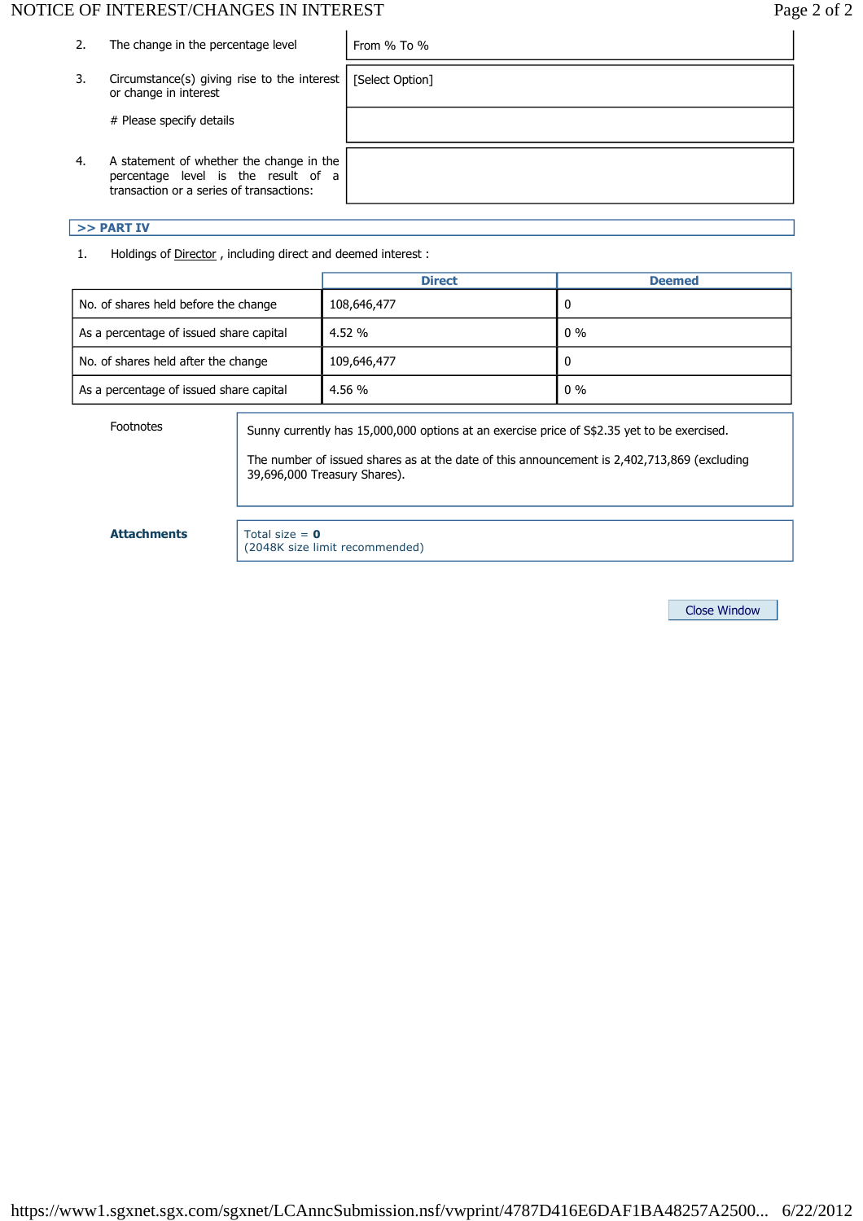2. The change in the percentage level — From % To %

3. Circumstance(s) giving rise to the interest or change in interest — [Select Option]

# Please specify details

4. A statement of whether the change in the percentage level is the result of a transaction or a series of transactions:

## >> PART IV

1. Holdings of Director , including direct and deemed interest :

| | Direct | Deemed |
|---|---|---|
| No. of shares held before the change | 108,646,477 | 0 |
| As a percentage of issued share capital | 4.52 % | 0 % |
| No. of shares held after the change | 109,646,477 | 0 |
| As a percentage of issued share capital | 4.56 % | 0 % |

Footnotes

Sunny currently has 15,000,000 options at an exercise price of S$2.35 yet to be exercised.

The number of issued shares as at the date of this announcement is 2,402,713,869 (excluding 39,696,000 Treasury Shares).

**Attachments**

Total size = **0**
(2048K size limit recommended)

Close Window